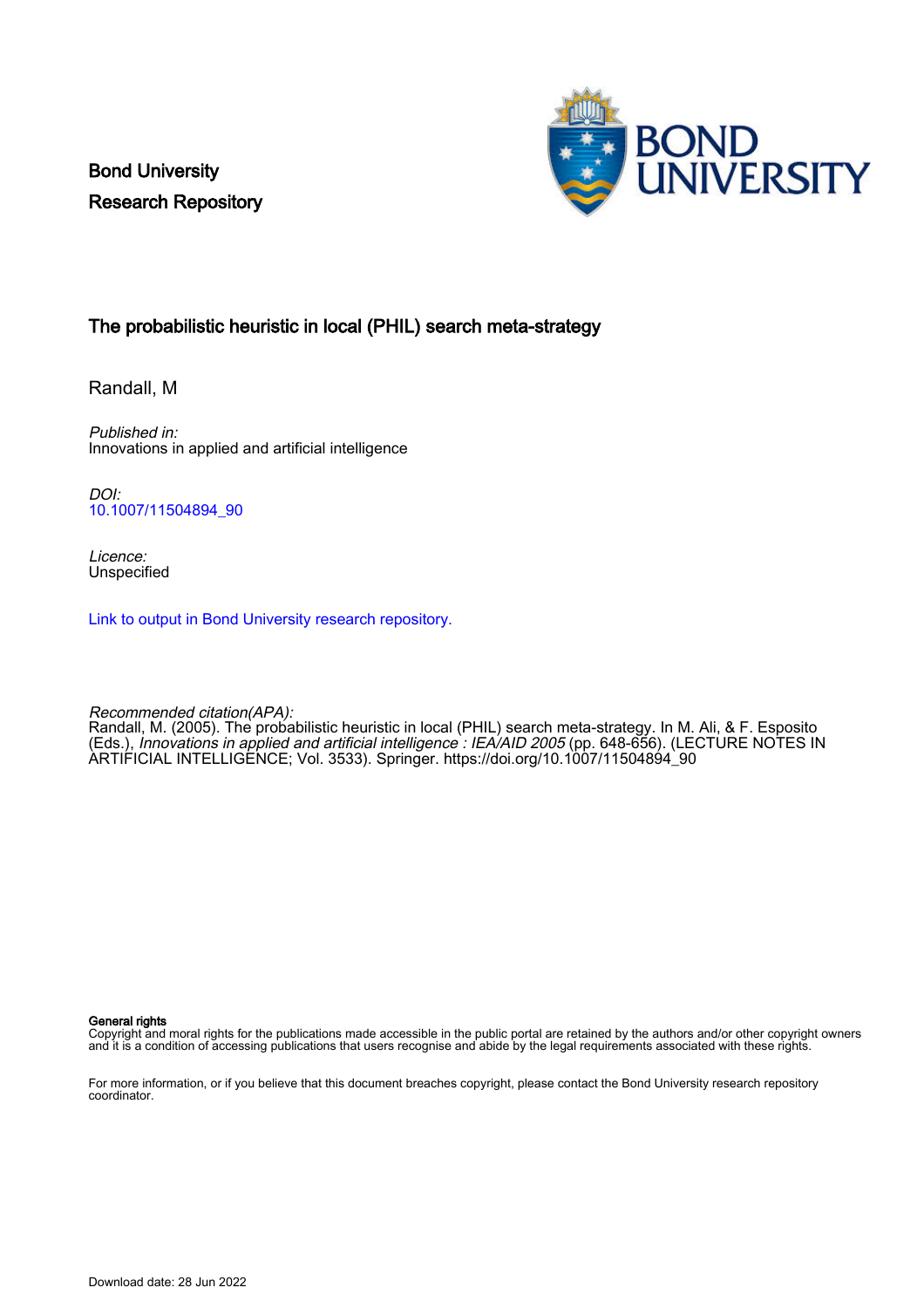Bond University
Research Repository

# The probabilistic heuristic in local (PHIL) search meta-strategy

Randall, M

*Published in:*
Innovations in applied and artificial intelligence

*DOI:*
10.1007/11504894_90

*Licence:*
Unspecified

Link to output in Bond University research repository.

*Recommended citation(APA):*
Randall, M. (2005). The probabilistic heuristic in local (PHIL) search meta-strategy. In M. Ali, & F. Esposito (Eds.), *Innovations in applied and artificial intelligence : IEA/AID 2005* (pp. 648-656). (LECTURE NOTES IN ARTIFICIAL INTELLIGENCE; Vol. 3533). Springer. https://doi.org/10.1007/11504894_90

**General rights**
Copyright and moral rights for the publications made accessible in the public portal are retained by the authors and/or other copyright owners and it is a condition of accessing publications that users recognise and abide by the legal requirements associated with these rights.

For more information, or if you believe that this document breaches copyright, please contact the Bond University research repository coordinator.

Download date: 28 Jun 2022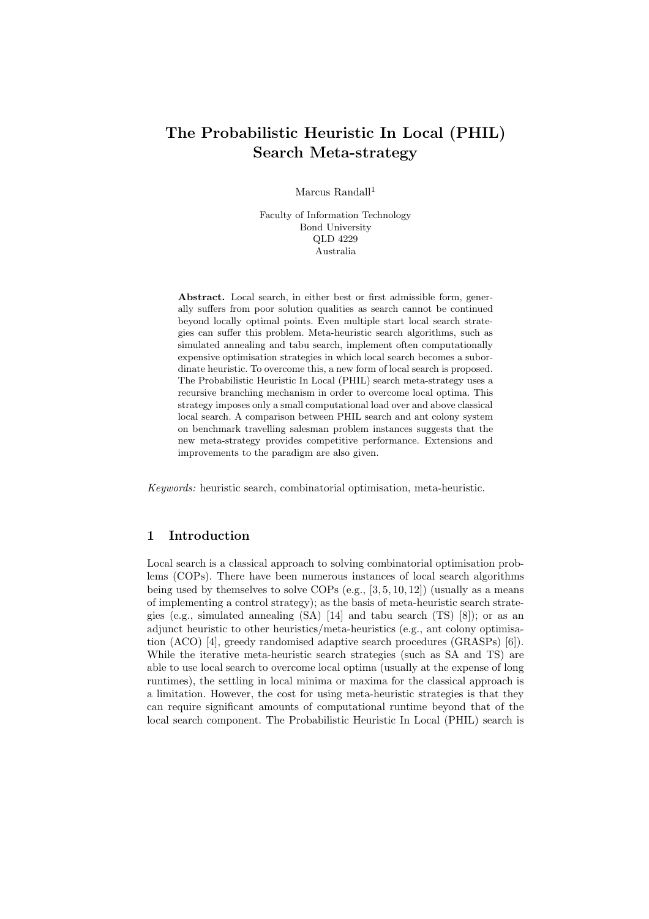# The Probabilistic Heuristic In Local (PHIL) Search Meta-strategy

Marcus Randall[1]

Faculty of Information Technology
Bond University
QLD 4229
Australia

**Abstract.** Local search, in either best or first admissible form, generally suffers from poor solution qualities as search cannot be continued beyond locally optimal points. Even multiple start local search strategies can suffer this problem. Meta-heuristic search algorithms, such as simulated annealing and tabu search, implement often computationally expensive optimisation strategies in which local search becomes a subordinate heuristic. To overcome this, a new form of local search is proposed. The Probabilistic Heuristic In Local (PHIL) search meta-strategy uses a recursive branching mechanism in order to overcome local optima. This strategy imposes only a small computational load over and above classical local search. A comparison between PHIL search and ant colony system on benchmark travelling salesman problem instances suggests that the new meta-strategy provides competitive performance. Extensions and improvements to the paradigm are also given.

*Keywords:* heuristic search, combinatorial optimisation, meta-heuristic.

## 1 Introduction

Local search is a classical approach to solving combinatorial optimisation problems (COPs). There have been numerous instances of local search algorithms being used by themselves to solve COPs (e.g., [3, 5, 10, 12]) (usually as a means of implementing a control strategy); as the basis of meta-heuristic search strategies (e.g., simulated annealing (SA) [14] and tabu search (TS) [8]); or as an adjunct heuristic to other heuristics/meta-heuristics (e.g., ant colony optimisation (ACO) [4], greedy randomised adaptive search procedures (GRASPs) [6]). While the iterative meta-heuristic search strategies (such as SA and TS) are able to use local search to overcome local optima (usually at the expense of long runtimes), the settling in local minima or maxima for the classical approach is a limitation. However, the cost for using meta-heuristic strategies is that they can require significant amounts of computational runtime beyond that of the local search component. The Probabilistic Heuristic In Local (PHIL) search is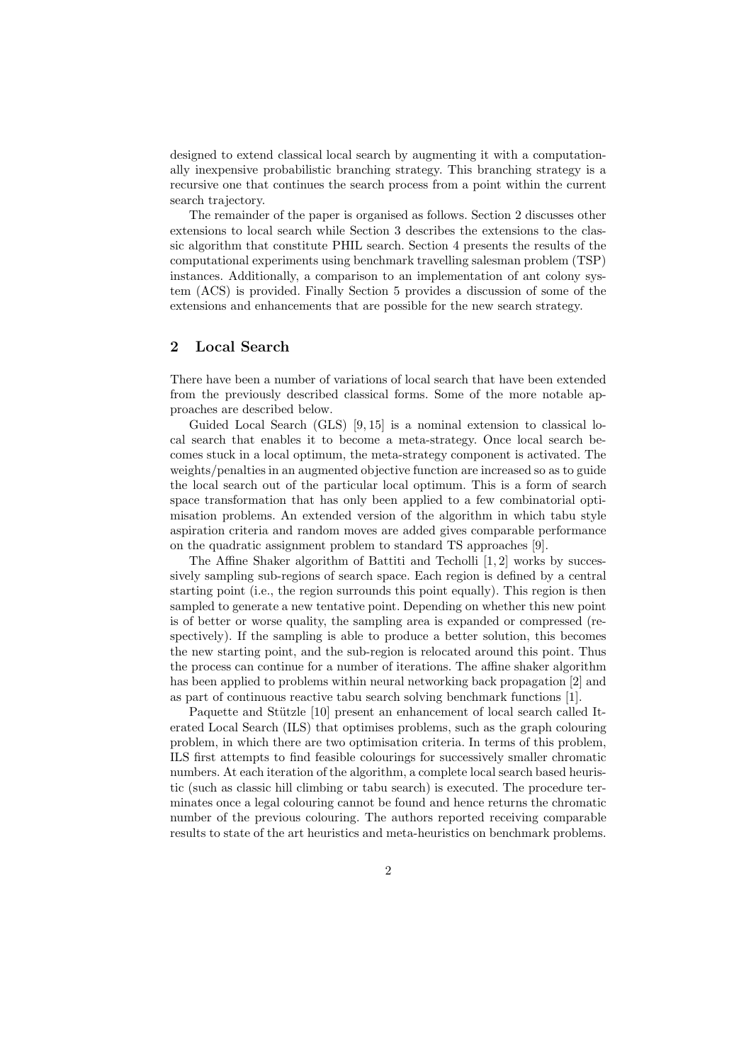designed to extend classical local search by augmenting it with a computationally inexpensive probabilistic branching strategy. This branching strategy is a recursive one that continues the search process from a point within the current search trajectory.

The remainder of the paper is organised as follows. Section 2 discusses other extensions to local search while Section 3 describes the extensions to the classic algorithm that constitute PHIL search. Section 4 presents the results of the computational experiments using benchmark travelling salesman problem (TSP) instances. Additionally, a comparison to an implementation of ant colony system (ACS) is provided. Finally Section 5 provides a discussion of some of the extensions and enhancements that are possible for the new search strategy.

## 2 Local Search

There have been a number of variations of local search that have been extended from the previously described classical forms. Some of the more notable approaches are described below.

Guided Local Search (GLS) [9, 15] is a nominal extension to classical local search that enables it to become a meta-strategy. Once local search becomes stuck in a local optimum, the meta-strategy component is activated. The weights/penalties in an augmented objective function are increased so as to guide the local search out of the particular local optimum. This is a form of search space transformation that has only been applied to a few combinatorial optimisation problems. An extended version of the algorithm in which tabu style aspiration criteria and random moves are added gives comparable performance on the quadratic assignment problem to standard TS approaches [9].

The Affine Shaker algorithm of Battiti and Techolli [1, 2] works by successively sampling sub-regions of search space. Each region is defined by a central starting point (i.e., the region surrounds this point equally). This region is then sampled to generate a new tentative point. Depending on whether this new point is of better or worse quality, the sampling area is expanded or compressed (respectively). If the sampling is able to produce a better solution, this becomes the new starting point, and the sub-region is relocated around this point. Thus the process can continue for a number of iterations. The affine shaker algorithm has been applied to problems within neural networking back propagation [2] and as part of continuous reactive tabu search solving benchmark functions [1].

Paquette and Stützle [10] present an enhancement of local search called Iterated Local Search (ILS) that optimises problems, such as the graph colouring problem, in which there are two optimisation criteria. In terms of this problem, ILS first attempts to find feasible colourings for successively smaller chromatic numbers. At each iteration of the algorithm, a complete local search based heuristic (such as classic hill climbing or tabu search) is executed. The procedure terminates once a legal colouring cannot be found and hence returns the chromatic number of the previous colouring. The authors reported receiving comparable results to state of the art heuristics and meta-heuristics on benchmark problems.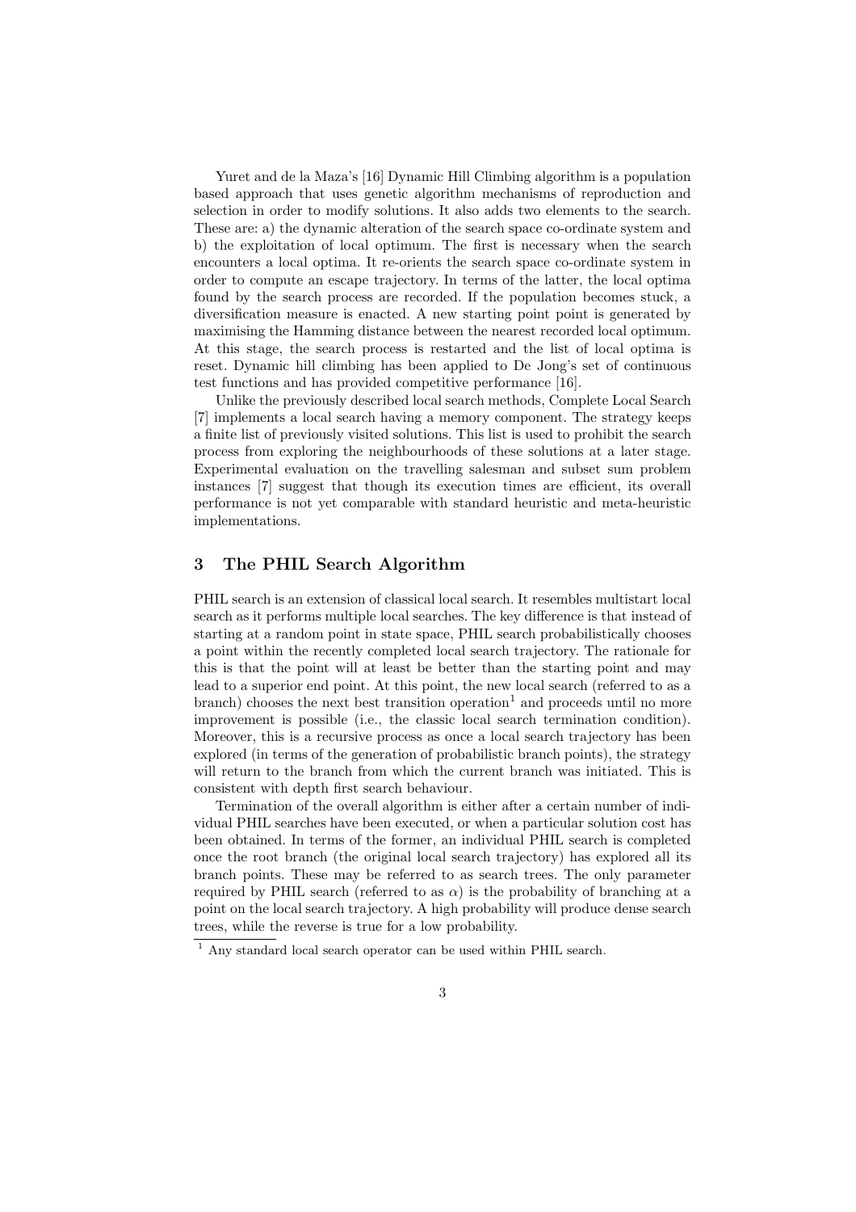Yuret and de la Maza's [16] Dynamic Hill Climbing algorithm is a population based approach that uses genetic algorithm mechanisms of reproduction and selection in order to modify solutions. It also adds two elements to the search. These are: a) the dynamic alteration of the search space co-ordinate system and b) the exploitation of local optimum. The first is necessary when the search encounters a local optima. It re-orients the search space co-ordinate system in order to compute an escape trajectory. In terms of the latter, the local optima found by the search process are recorded. If the population becomes stuck, a diversification measure is enacted. A new starting point point is generated by maximising the Hamming distance between the nearest recorded local optimum. At this stage, the search process is restarted and the list of local optima is reset. Dynamic hill climbing has been applied to De Jong's set of continuous test functions and has provided competitive performance [16].

Unlike the previously described local search methods, Complete Local Search [7] implements a local search having a memory component. The strategy keeps a finite list of previously visited solutions. This list is used to prohibit the search process from exploring the neighbourhoods of these solutions at a later stage. Experimental evaluation on the travelling salesman and subset sum problem instances [7] suggest that though its execution times are efficient, its overall performance is not yet comparable with standard heuristic and meta-heuristic implementations.

## 3 The PHIL Search Algorithm

PHIL search is an extension of classical local search. It resembles multistart local search as it performs multiple local searches. The key difference is that instead of starting at a random point in state space, PHIL search probabilistically chooses a point within the recently completed local search trajectory. The rationale for this is that the point will at least be better than the starting point and may lead to a superior end point. At this point, the new local search (referred to as a branch) chooses the next best transition operation[1] and proceeds until no more improvement is possible (i.e., the classic local search termination condition). Moreover, this is a recursive process as once a local search trajectory has been explored (in terms of the generation of probabilistic branch points), the strategy will return to the branch from which the current branch was initiated. This is consistent with depth first search behaviour.

Termination of the overall algorithm is either after a certain number of individual PHIL searches have been executed, or when a particular solution cost has been obtained. In terms of the former, an individual PHIL search is completed once the root branch (the original local search trajectory) has explored all its branch points. These may be referred to as search trees. The only parameter required by PHIL search (referred to as $\alpha$) is the probability of branching at a point on the local search trajectory. A high probability will produce dense search trees, while the reverse is true for a low probability.

[1] Any standard local search operator can be used within PHIL search.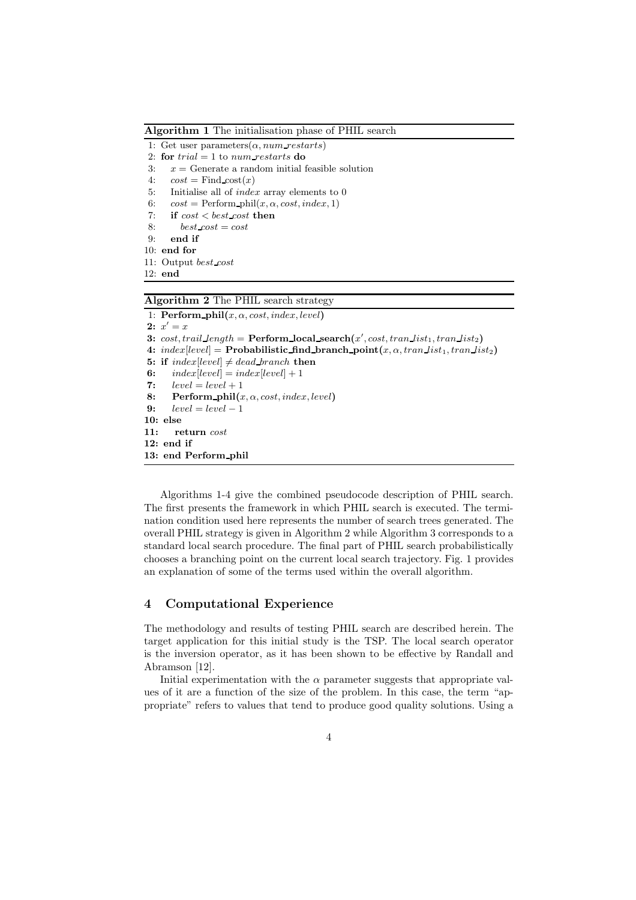**Algorithm 1** The initialisation phase of PHIL search

```
1: Get user parameters(α, num_restarts)
2: for trial = 1 to num_restarts do
3:    x = Generate a random initial feasible solution
4:    cost = Find_cost(x)
5:    Initialise all of index array elements to 0
6:    cost = Perform_phil(x, α, cost, index, 1)
7:    if cost < best_cost then
8:       best_cost = cost
9:    end if
10: end for
11: Output best_cost
12: end
```

**Algorithm 2** The PHIL search strategy

```
1: Perform_phil(x, α, cost, index, level)
2: x' = x
3: cost, trail_length = Perform_local_search(x', cost, tran_list1, tran_list2)
4: index[level] = Probabilistic_find_branch_point(x, α, tran_list1, tran_list2)
5: if index[level] ≠ dead_branch then
6:    index[level] = index[level] + 1
7:    level = level + 1
8:    Perform_phil(x, α, cost, index, level)
9:    level = level − 1
10: else
11:    return cost
12: end if
13: end Perform_phil
```

Algorithms 1-4 give the combined pseudocode description of PHIL search. The first presents the framework in which PHIL search is executed. The termination condition used here represents the number of search trees generated. The overall PHIL strategy is given in Algorithm 2 while Algorithm 3 corresponds to a standard local search procedure. The final part of PHIL search probabilistically chooses a branching point on the current local search trajectory. Fig. 1 provides an explanation of some of the terms used within the overall algorithm.

## 4 Computational Experience

The methodology and results of testing PHIL search are described herein. The target application for this initial study is the TSP. The local search operator is the inversion operator, as it has been shown to be effective by Randall and Abramson [12].

Initial experimentation with the $\alpha$ parameter suggests that appropriate values of it are a function of the size of the problem. In this case, the term "appropriate" refers to values that tend to produce good quality solutions. Using a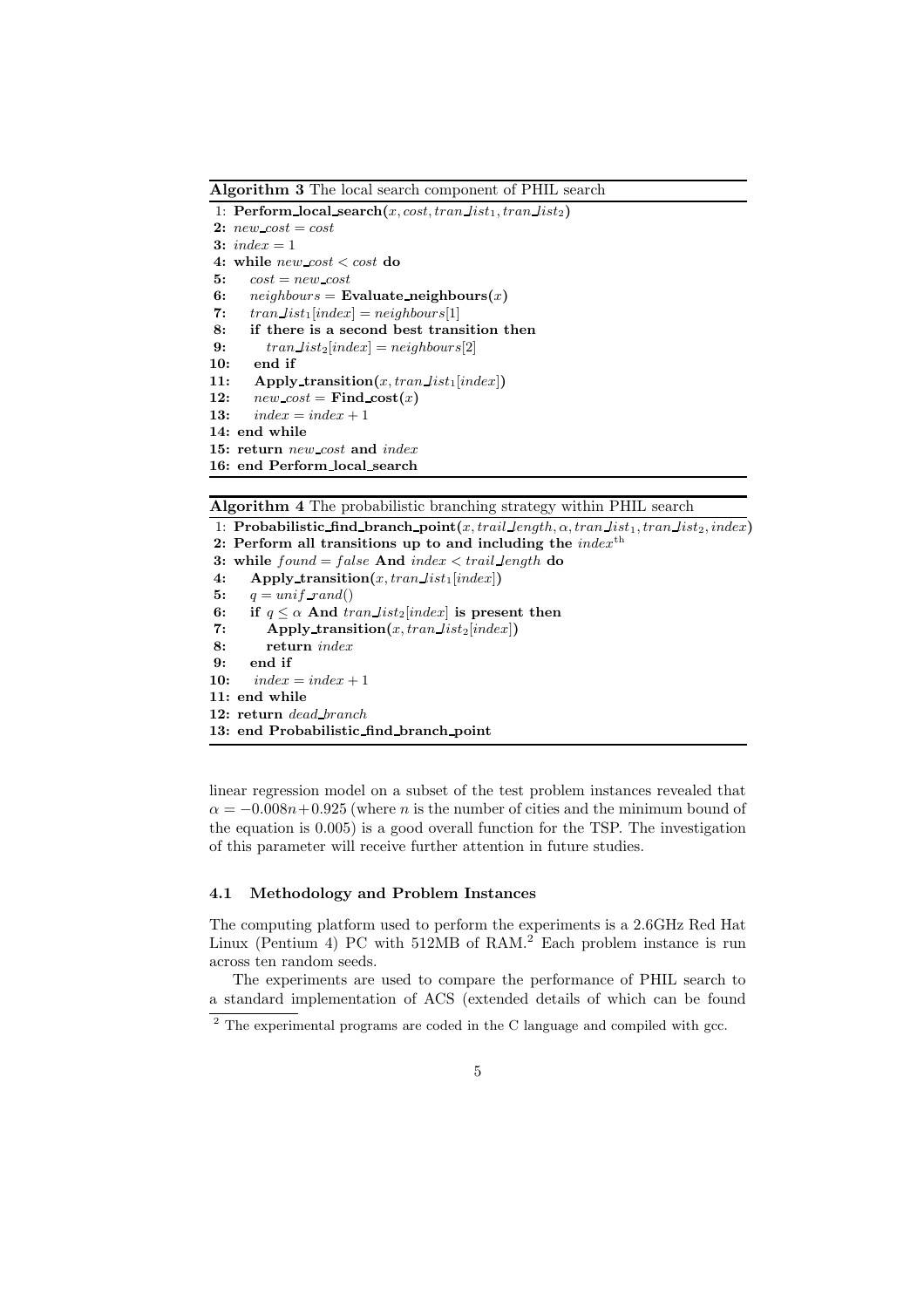**Algorithm 3** The local search component of PHIL search

```
1: Perform_local_search(x, cost, tran_list_1, tran_list_2)
2: new_cost = cost
3: index = 1
4: while new_cost < cost do
5:    cost = new_cost
6:    neighbours = Evaluate_neighbours(x)
7:    tran_list_1[index] = neighbours[1]
8:    if there is a second best transition then
9:       tran_list_2[index] = neighbours[2]
10:   end if
11:   Apply_transition(x, tran_list_1[index])
12:   new_cost = Find_cost(x)
13:   index = index + 1
14: end while
15: return new_cost and index
16: end Perform_local_search
```

**Algorithm 4** The probabilistic branching strategy within PHIL search

```
1: Probabilistic_find_branch_point(x, trail_length, α, tran_list_1, tran_list_2, index)
2: Perform all transitions up to and including the index^th
3: while found = false And index < trail_length do
4:    Apply_transition(x, tran_list_1[index])
5:    q = unif_rand()
6:    if q ≤ α And tran_list_2[index] is present then
7:       Apply_transition(x, tran_list_2[index])
8:       return index
9:    end if
10:   index = index + 1
11: end while
12: return dead_branch
13: end Probabilistic_find_branch_point
```

linear regression model on a subset of the test problem instances revealed that $\alpha = -0.008n + 0.925$ (where $n$ is the number of cities and the minimum bound of the equation is 0.005) is a good overall function for the TSP. The investigation of this parameter will receive further attention in future studies.

### 4.1 Methodology and Problem Instances

The computing platform used to perform the experiments is a 2.6GHz Red Hat Linux (Pentium 4) PC with 512MB of RAM.[2] Each problem instance is run across ten random seeds.

The experiments are used to compare the performance of PHIL search to a standard implementation of ACS (extended details of which can be found

[2] The experimental programs are coded in the C language and compiled with gcc.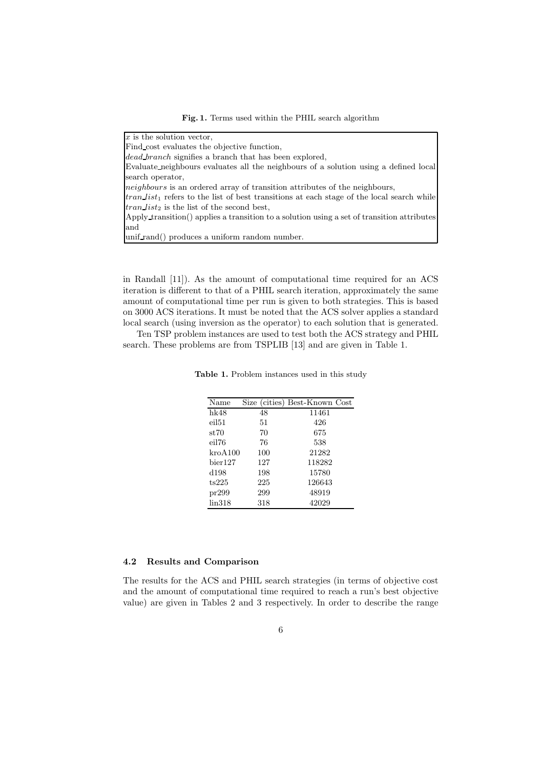**Fig. 1.** Terms used within the PHIL search algorithm

$x$ is the solution vector,
Find_cost evaluates the objective function,
*dead_branch* signifies a branch that has been explored,
Evaluate_neighbours evaluates all the neighbours of a solution using a defined local search operator,
*neighbours* is an ordered array of transition attributes of the neighbours,
$tran\_list_1$ refers to the list of best transitions at each stage of the local search while $tran\_list_2$ is the list of the second best,
Apply_transition() applies a transition to a solution using a set of transition attributes and
unif_rand() produces a uniform random number.

in Randall [11]). As the amount of computational time required for an ACS iteration is different to that of a PHIL search iteration, approximately the same amount of computational time per run is given to both strategies. This is based on 3000 ACS iterations. It must be noted that the ACS solver applies a standard local search (using inversion as the operator) to each solution that is generated.

Ten TSP problem instances are used to test both the ACS strategy and PHIL search. These problems are from TSPLIB [13] and are given in Table 1.

**Table 1.** Problem instances used in this study

| Name | Size (cities) | Best-Known Cost |
|---|---|---|
| hk48 | 48 | 11461 |
| eil51 | 51 | 426 |
| st70 | 70 | 675 |
| eil76 | 76 | 538 |
| kroA100 | 100 | 21282 |
| bier127 | 127 | 118282 |
| d198 | 198 | 15780 |
| ts225 | 225 | 126643 |
| pr299 | 299 | 48919 |
| lin318 | 318 | 42029 |

### 4.2 Results and Comparison

The results for the ACS and PHIL search strategies (in terms of objective cost and the amount of computational time required to reach a run's best objective value) are given in Tables 2 and 3 respectively. In order to describe the range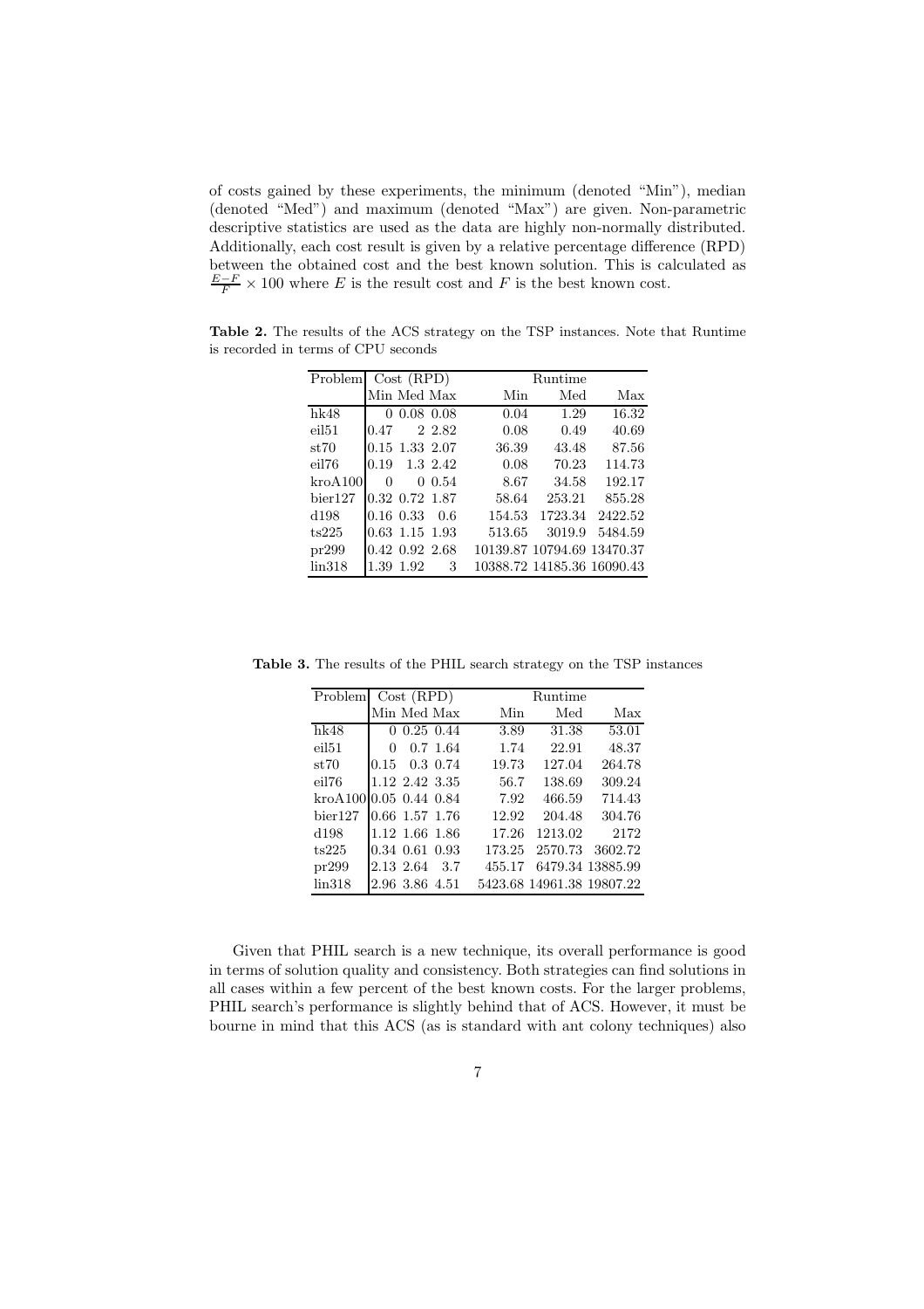of costs gained by these experiments, the minimum (denoted "Min"), median (denoted "Med") and maximum (denoted "Max") are given. Non-parametric descriptive statistics are used as the data are highly non-normally distributed. Additionally, each cost result is given by a relative percentage difference (RPD) between the obtained cost and the best known solution. This is calculated as $\frac{E-F}{F} \times 100$ where $E$ is the result cost and $F$ is the best known cost.

**Table 2.** The results of the ACS strategy on the TSP instances. Note that Runtime is recorded in terms of CPU seconds

| Problem | Cost (RPD) | | | Runtime | | |
|---|---|---|---|---|---|---|
| | Min | Med | Max | Min | Med | Max |
| hk48 | 0 | 0.08 | 0.08 | 0.04 | 1.29 | 16.32 |
| eil51 | 0.47 | 2 | 2.82 | 0.08 | 0.49 | 40.69 |
| st70 | 0.15 | 1.33 | 2.07 | 36.39 | 43.48 | 87.56 |
| eil76 | 0.19 | 1.3 | 2.42 | 0.08 | 70.23 | 114.73 |
| kroA100 | 0 | 0 | 0.54 | 8.67 | 34.58 | 192.17 |
| bier127 | 0.32 | 0.72 | 1.87 | 58.64 | 253.21 | 855.28 |
| d198 | 0.16 | 0.33 | 0.6 | 154.53 | 1723.34 | 2422.52 |
| ts225 | 0.63 | 1.15 | 1.93 | 513.65 | 3019.9 | 5484.59 |
| pr299 | 0.42 | 0.92 | 2.68 | 10139.87 | 10794.69 | 13470.37 |
| lin318 | 1.39 | 1.92 | 3 | 10388.72 | 14185.36 | 16090.43 |

**Table 3.** The results of the PHIL search strategy on the TSP instances

| Problem | Cost (RPD) | | | Runtime | | |
|---|---|---|---|---|---|---|
| | Min | Med | Max | Min | Med | Max |
| hk48 | 0 | 0.25 | 0.44 | 3.89 | 31.38 | 53.01 |
| eil51 | 0 | 0.7 | 1.64 | 1.74 | 22.91 | 48.37 |
| st70 | 0.15 | 0.3 | 0.74 | 19.73 | 127.04 | 264.78 |
| eil76 | 1.12 | 2.42 | 3.35 | 56.7 | 138.69 | 309.24 |
| kroA100 | 0.05 | 0.44 | 0.84 | 7.92 | 466.59 | 714.43 |
| bier127 | 0.66 | 1.57 | 1.76 | 12.92 | 204.48 | 304.76 |
| d198 | 1.12 | 1.66 | 1.86 | 17.26 | 1213.02 | 2172 |
| ts225 | 0.34 | 0.61 | 0.93 | 173.25 | 2570.73 | 3602.72 |
| pr299 | 2.13 | 2.64 | 3.7 | 455.17 | 6479.34 | 13885.99 |
| lin318 | 2.96 | 3.86 | 4.51 | 5423.68 | 14961.38 | 19807.22 |

Given that PHIL search is a new technique, its overall performance is good in terms of solution quality and consistency. Both strategies can find solutions in all cases within a few percent of the best known costs. For the larger problems, PHIL search's performance is slightly behind that of ACS. However, it must be bourne in mind that this ACS (as is standard with ant colony techniques) also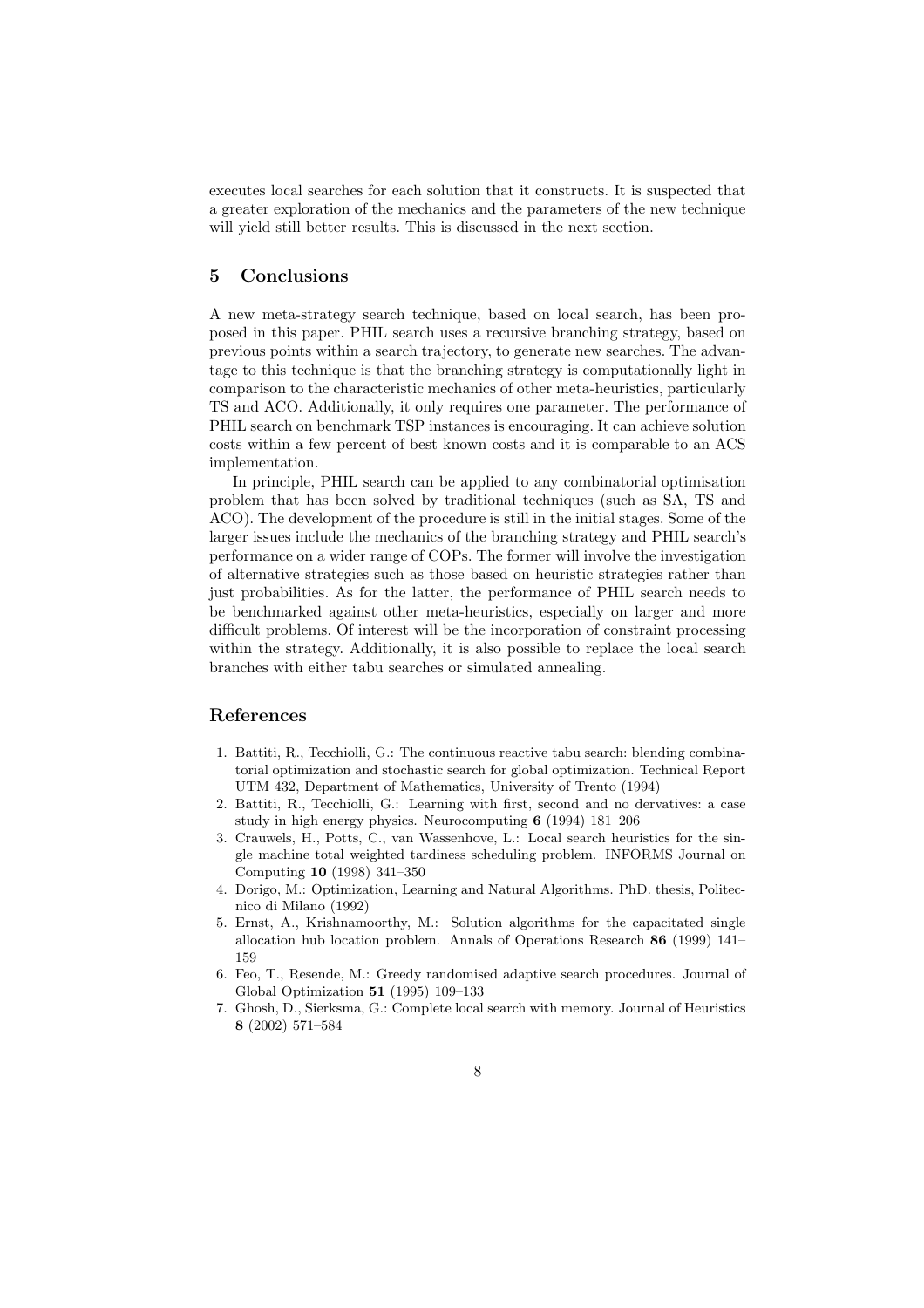executes local searches for each solution that it constructs. It is suspected that a greater exploration of the mechanics and the parameters of the new technique will yield still better results. This is discussed in the next section.

## 5 Conclusions

A new meta-strategy search technique, based on local search, has been proposed in this paper. PHIL search uses a recursive branching strategy, based on previous points within a search trajectory, to generate new searches. The advantage to this technique is that the branching strategy is computationally light in comparison to the characteristic mechanics of other meta-heuristics, particularly TS and ACO. Additionally, it only requires one parameter. The performance of PHIL search on benchmark TSP instances is encouraging. It can achieve solution costs within a few percent of best known costs and it is comparable to an ACS implementation.

In principle, PHIL search can be applied to any combinatorial optimisation problem that has been solved by traditional techniques (such as SA, TS and ACO). The development of the procedure is still in the initial stages. Some of the larger issues include the mechanics of the branching strategy and PHIL search's performance on a wider range of COPs. The former will involve the investigation of alternative strategies such as those based on heuristic strategies rather than just probabilities. As for the latter, the performance of PHIL search needs to be benchmarked against other meta-heuristics, especially on larger and more difficult problems. Of interest will be the incorporation of constraint processing within the strategy. Additionally, it is also possible to replace the local search branches with either tabu searches or simulated annealing.

## References

1. Battiti, R., Tecchiolli, G.: The continuous reactive tabu search: blending combinatorial optimization and stochastic search for global optimization. Technical Report UTM 432, Department of Mathematics, University of Trento (1994)
2. Battiti, R., Tecchiolli, G.: Learning with first, second and no dervatives: a case study in high energy physics. Neurocomputing **6** (1994) 181–206
3. Crauwels, H., Potts, C., van Wassenhove, L.: Local search heuristics for the single machine total weighted tardiness scheduling problem. INFORMS Journal on Computing **10** (1998) 341–350
4. Dorigo, M.: Optimization, Learning and Natural Algorithms. PhD. thesis, Politecnico di Milano (1992)
5. Ernst, A., Krishnamoorthy, M.: Solution algorithms for the capacitated single allocation hub location problem. Annals of Operations Research **86** (1999) 141–159
6. Feo, T., Resende, M.: Greedy randomised adaptive search procedures. Journal of Global Optimization **51** (1995) 109–133
7. Ghosh, D., Sierksma, G.: Complete local search with memory. Journal of Heuristics **8** (2002) 571–584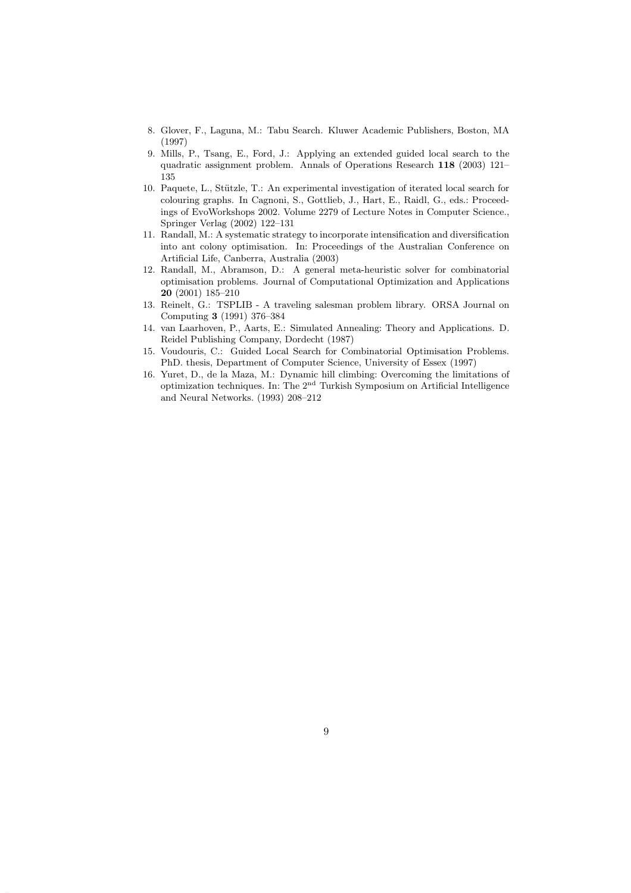8. Glover, F., Laguna, M.: Tabu Search. Kluwer Academic Publishers, Boston, MA (1997)
9. Mills, P., Tsang, E., Ford, J.: Applying an extended guided local search to the quadratic assignment problem. Annals of Operations Research **118** (2003) 121–135
10. Paquete, L., Stützle, T.: An experimental investigation of iterated local search for colouring graphs. In Cagnoni, S., Gottlieb, J., Hart, E., Raidl, G., eds.: Proceedings of EvoWorkshops 2002. Volume 2279 of Lecture Notes in Computer Science., Springer Verlag (2002) 122–131
11. Randall, M.: A systematic strategy to incorporate intensification and diversification into ant colony optimisation. In: Proceedings of the Australian Conference on Artificial Life, Canberra, Australia (2003)
12. Randall, M., Abramson, D.: A general meta-heuristic solver for combinatorial optimisation problems. Journal of Computational Optimization and Applications **20** (2001) 185–210
13. Reinelt, G.: TSPLIB - A traveling salesman problem library. ORSA Journal on Computing **3** (1991) 376–384
14. van Laarhoven, P., Aarts, E.: Simulated Annealing: Theory and Applications. D. Reidel Publishing Company, Dordecht (1987)
15. Voudouris, C.: Guided Local Search for Combinatorial Optimisation Problems. PhD. thesis, Department of Computer Science, University of Essex (1997)
16. Yuret, D., de la Maza, M.: Dynamic hill climbing: Overcoming the limitations of optimization techniques. In: The 2nd Turkish Symposium on Artificial Intelligence and Neural Networks. (1993) 208–212